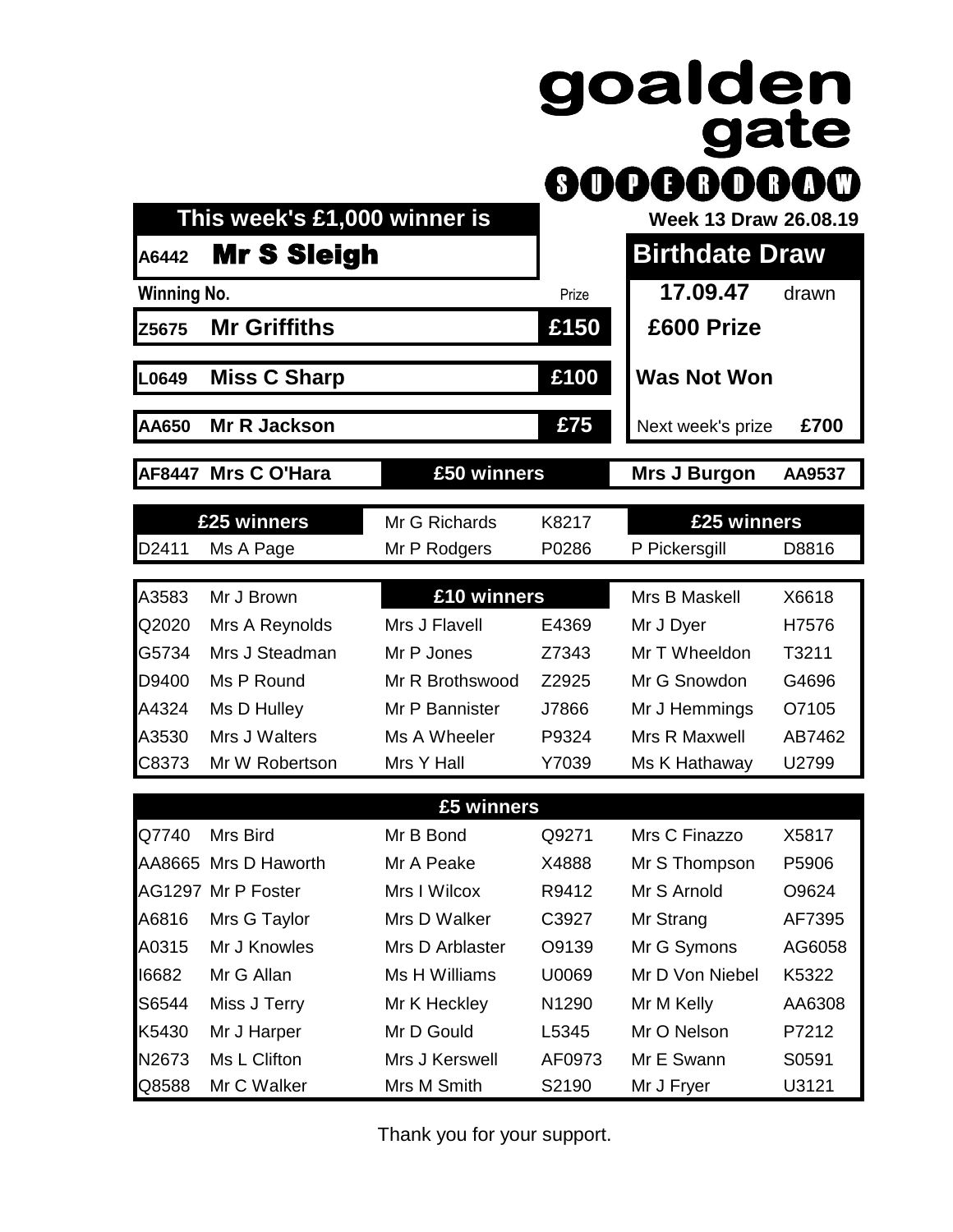# goalden gate

## SUPERDRAW

**This week's £1,000 winner is**

**A6442 Mr S Sleigh**

**Week 13 Draw 26.08.19**

## Birthdate Draw

**17.09.47** drawn

**£600 Prize**

**Was Not Won**

Next week's prize **£700**

| Winning No. | | Prize |
|---|---|---|
| **Z5675** | **Mr Griffiths** | **£150** |
| **L0649** | **Miss C Sharp** | **£100** |
| **AA650** | **Mr R Jackson** | **£75** |

**£50 winners**

| | |
|---|---|
| AF8447 | Mrs C O'Hara |
| AA9537 | Mrs J Burgon |

**£25 winners**

| | |
|---|---|
| D2411 | Ms A Page |
| K8217 | Mr G Richards |
| P0286 | Mr P Rodgers |
| D8816 | P Pickersgill |

**£10 winners**

| | | | | | |
|---|---|---|---|---|---|
| A3583 | Mr J Brown | | | Mrs B Maskell | X6618 |
| Q2020 | Mrs A Reynolds | Mrs J Flavell | E4369 | Mr J Dyer | H7576 |
| G5734 | Mrs J Steadman | Mr P Jones | Z7343 | Mr T Wheeldon | T3211 |
| D9400 | Ms P Round | Mr R Brothswood | Z2925 | Mr G Snowdon | G4696 |
| A4324 | Ms D Hulley | Mr P Bannister | J7866 | Mr J Hemmings | O7105 |
| A3530 | Mrs J Walters | Ms A Wheeler | P9324 | Mrs R Maxwell | AB7462 |
| C8373 | Mr W Robertson | Mrs Y Hall | Y7039 | Ms K Hathaway | U2799 |

**£5 winners**

| | | | | | |
|---|---|---|---|---|---|
| Q7740 | Mrs Bird | Mr B Bond | Q9271 | Mrs C Finazzo | X5817 |
| AA8665 | Mrs D Haworth | Mr A Peake | X4888 | Mr S Thompson | P5906 |
| AG1297 | Mr P Foster | Mrs I Wilcox | R9412 | Mr S Arnold | O9624 |
| A6816 | Mrs G Taylor | Mrs D Walker | C3927 | Mr Strang | AF7395 |
| A0315 | Mr J Knowles | Mrs D Arblaster | O9139 | Mr G Symons | AG6058 |
| I6682 | Mr G Allan | Ms H Williams | U0069 | Mr D Von Niebel | K5322 |
| S6544 | Miss J Terry | Mr K Heckley | N1290 | Mr M Kelly | AA6308 |
| K5430 | Mr J Harper | Mr D Gould | L5345 | Mr O Nelson | P7212 |
| N2673 | Ms L Clifton | Mrs J Kerswell | AF0973 | Mr E Swann | S0591 |
| Q8588 | Mr C Walker | Mrs M Smith | S2190 | Mr J Fryer | U3121 |

Thank you for your support.